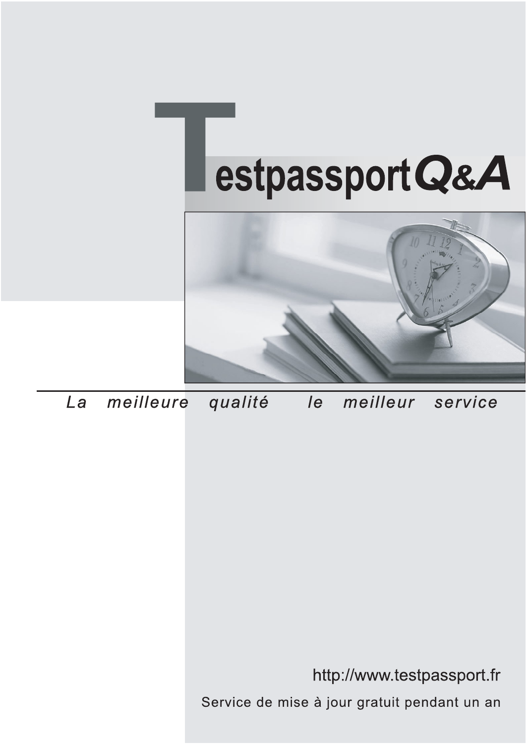# Testpassport Q&A

*La meilleure qualité le meilleur service*

http://www.testpassport.fr

Service de mise à jour gratuit pendant un an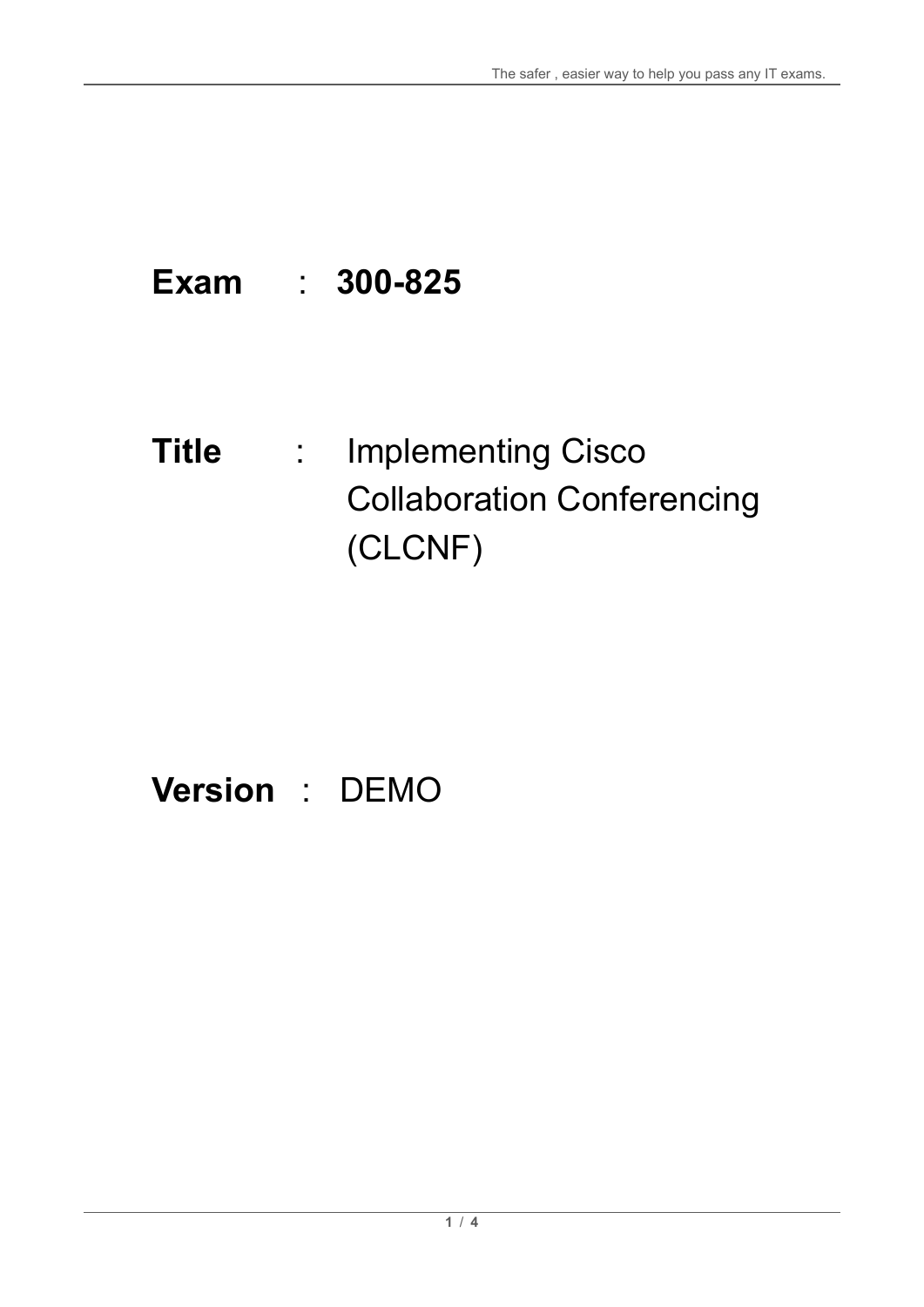**Exam** : **300-825**

**Title** : Implementing Cisco Collaboration Conferencing (CLCNF)

**Version** : DEMO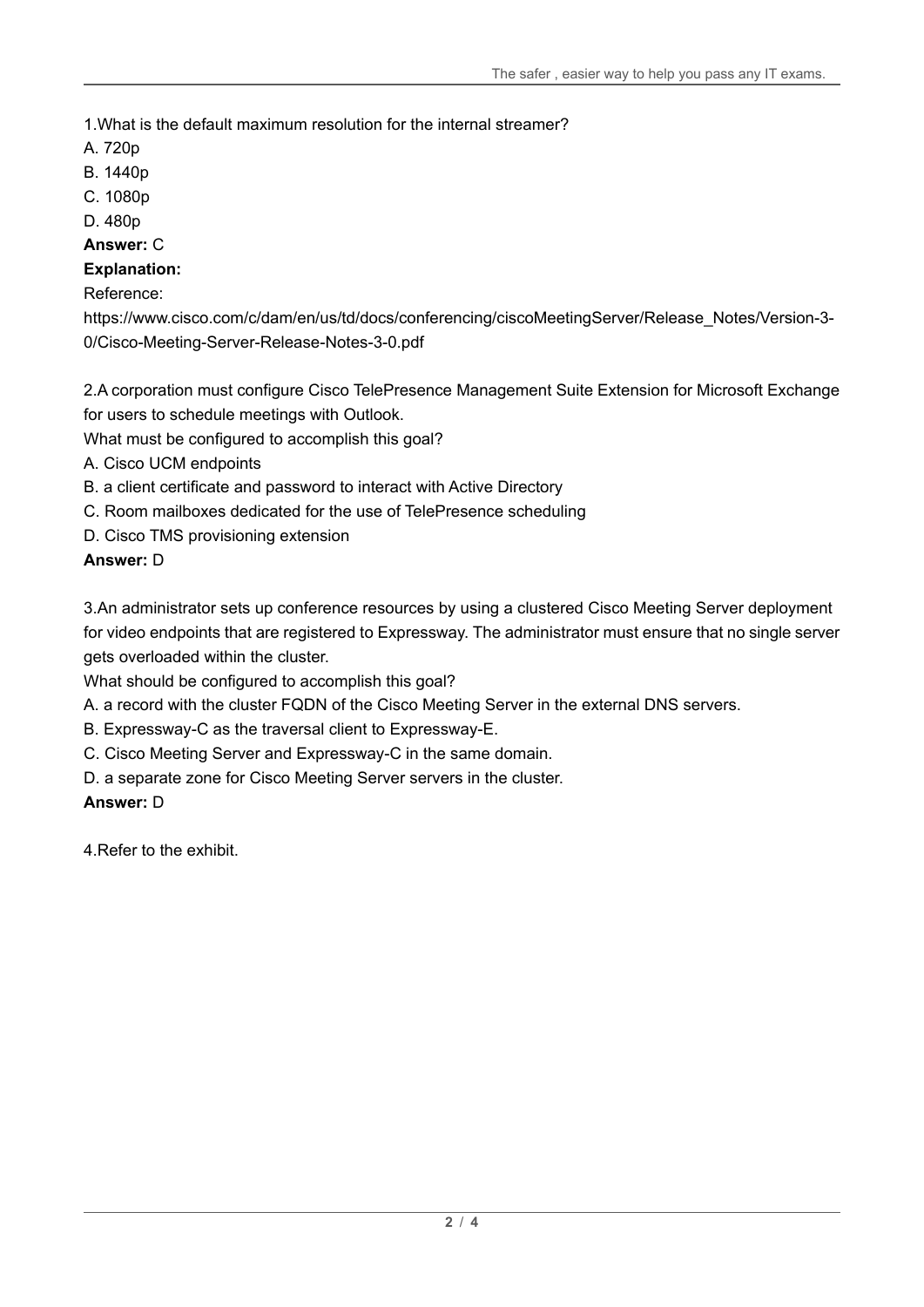1.What is the default maximum resolution for the internal streamer?

A. 720p

B. 1440p

C. 1080p

D. 480p

**Answer:** C

**Explanation:**

Reference:

https://www.cisco.com/c/dam/en/us/td/docs/conferencing/ciscoMeetingServer/Release_Notes/Version-3-0/Cisco-Meeting-Server-Release-Notes-3-0.pdf

2.A corporation must configure Cisco TelePresence Management Suite Extension for Microsoft Exchange for users to schedule meetings with Outlook.

What must be configured to accomplish this goal?

A. Cisco UCM endpoints

B. a client certificate and password to interact with Active Directory

C. Room mailboxes dedicated for the use of TelePresence scheduling

D. Cisco TMS provisioning extension

**Answer:** D

3.An administrator sets up conference resources by using a clustered Cisco Meeting Server deployment for video endpoints that are registered to Expressway. The administrator must ensure that no single server gets overloaded within the cluster.

What should be configured to accomplish this goal?

A. a record with the cluster FQDN of the Cisco Meeting Server in the external DNS servers.

B. Expressway-C as the traversal client to Expressway-E.

C. Cisco Meeting Server and Expressway-C in the same domain.

D. a separate zone for Cisco Meeting Server servers in the cluster.

**Answer:** D

4.Refer to the exhibit.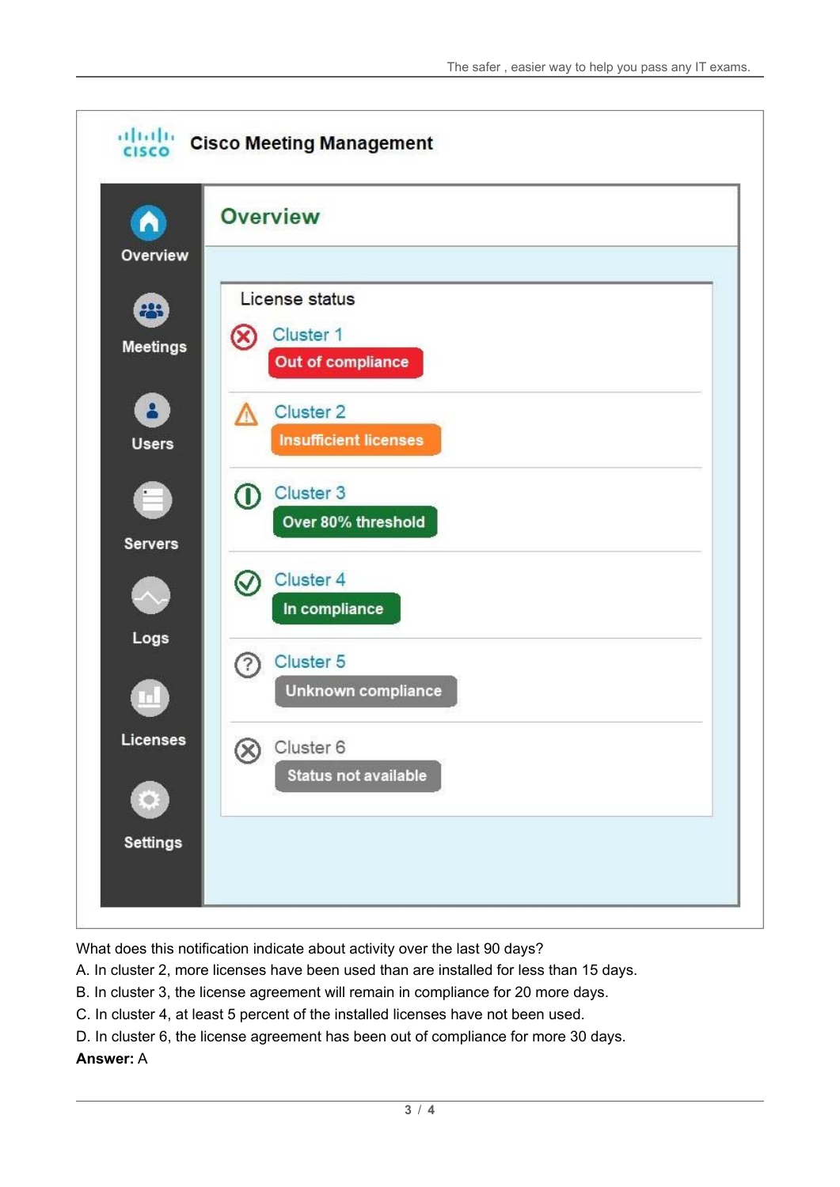**Cisco Meeting Management**

Overview | Meetings | Users | Servers | Logs | Licenses | Settings

## Overview

License status

- Cluster 1 — Out of compliance
- Cluster 2 — Insufficient licenses
- Cluster 3 — Over 80% threshold
- Cluster 4 — In compliance
- Cluster 5 — Unknown compliance
- Cluster 6 — Status not available

What does this notification indicate about activity over the last 90 days?

A. In cluster 2, more licenses have been used than are installed for less than 15 days.

B. In cluster 3, the license agreement will remain in compliance for 20 more days.

C. In cluster 4, at least 5 percent of the installed licenses have not been used.

D. In cluster 6, the license agreement has been out of compliance for more 30 days.

**Answer:** A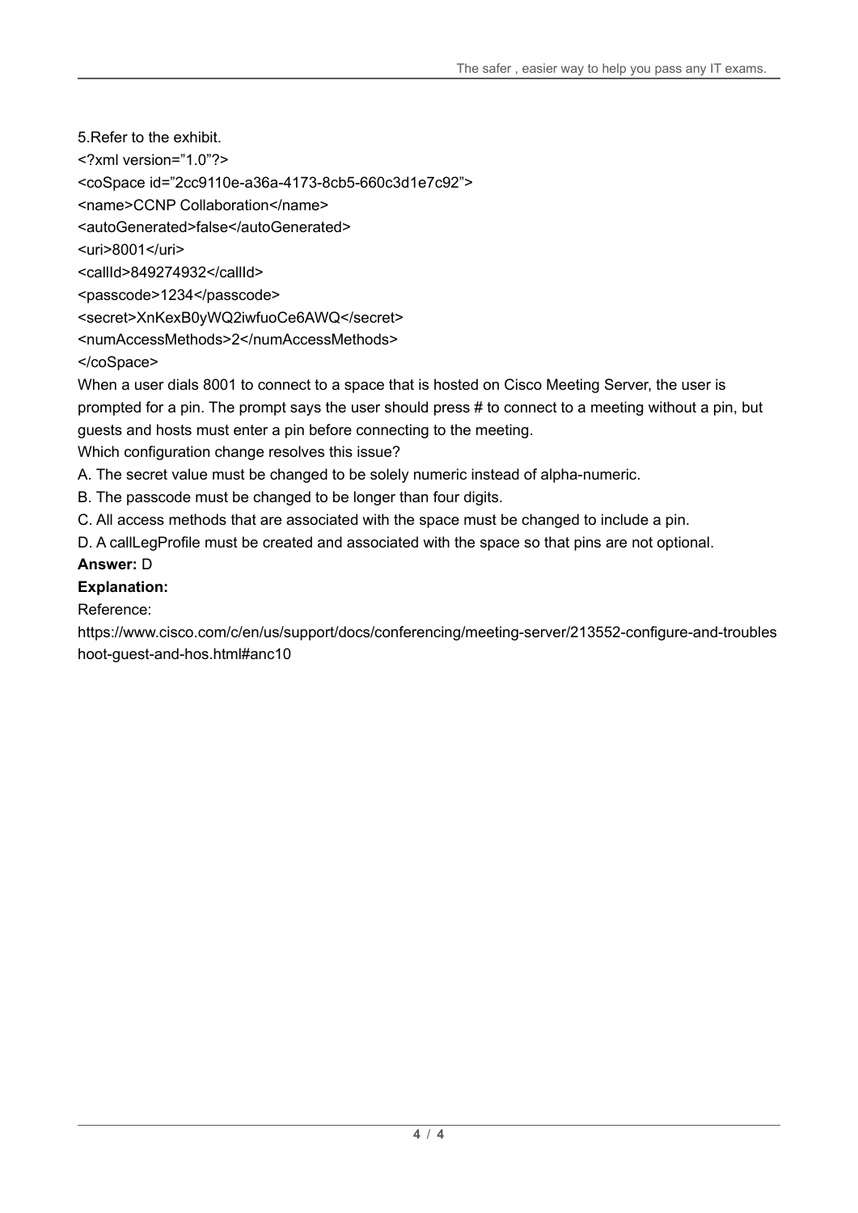5.Refer to the exhibit.

```
<?xml version="1.0"?>
<coSpace id="2cc9110e-a36a-4173-8cb5-660c3d1e7c92">
<name>CCNP Collaboration</name>
<autoGenerated>false</autoGenerated>
<uri>8001</uri>
<callId>849274932</callId>
<passcode>1234</passcode>
<secret>XnKexB0yWQ2iwfuoCe6AWQ</secret>
<numAccessMethods>2</numAccessMethods>
</coSpace>
```

When a user dials 8001 to connect to a space that is hosted on Cisco Meeting Server, the user is prompted for a pin. The prompt says the user should press # to connect to a meeting without a pin, but guests and hosts must enter a pin before connecting to the meeting.

Which configuration change resolves this issue?

A. The secret value must be changed to be solely numeric instead of alpha-numeric.

B. The passcode must be changed to be longer than four digits.

C. All access methods that are associated with the space must be changed to include a pin.

D. A callLegProfile must be created and associated with the space so that pins are not optional.

**Answer:** D

**Explanation:**

Reference:

https://www.cisco.com/c/en/us/support/docs/conferencing/meeting-server/213552-configure-and-troubleshoot-guest-and-hos.html#anc10